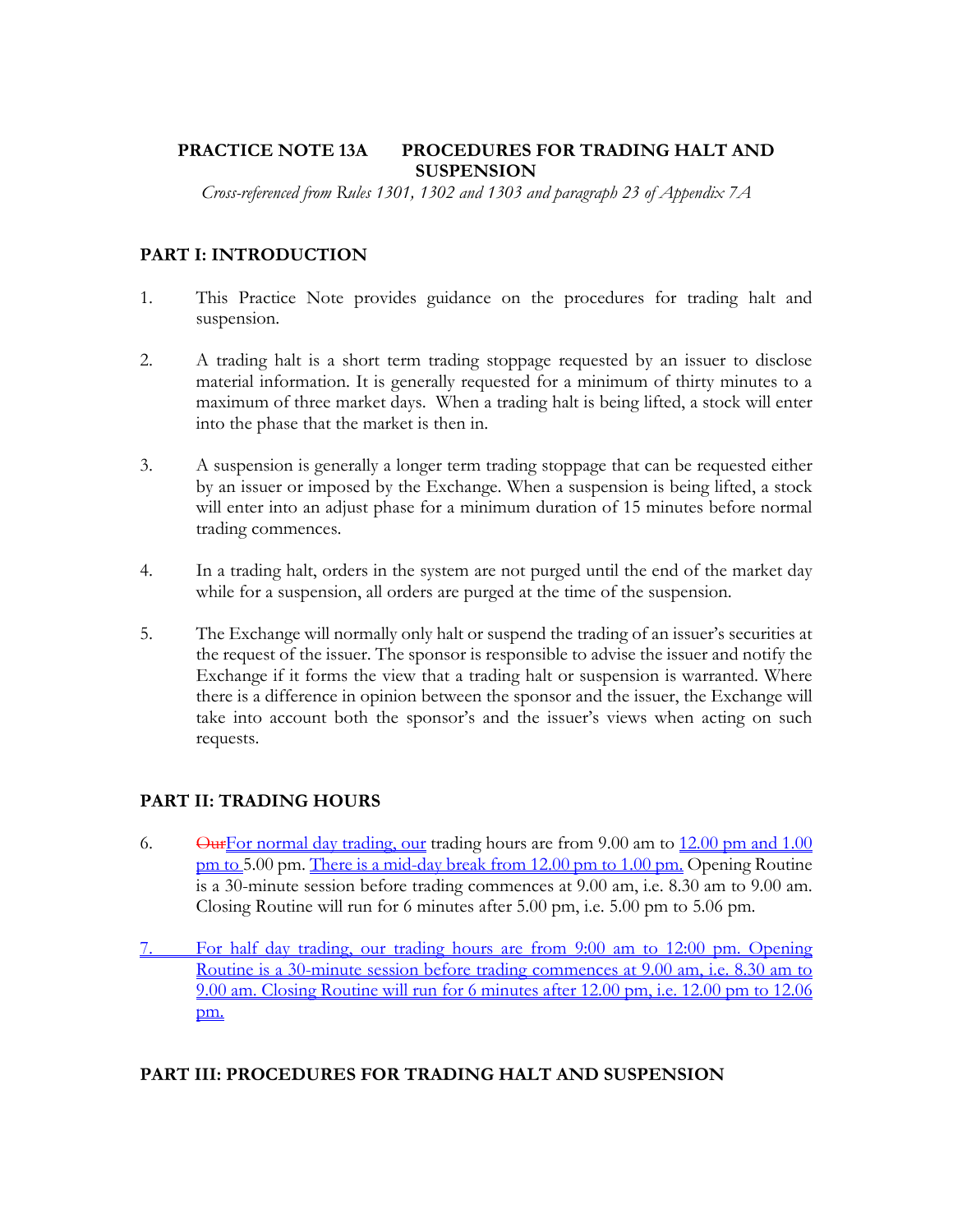## PRACTICE NOTE 13A PROCEDURES FOR TRADING HALT AND SUSPENSION

*Cross-referenced from Rules 1301, 1302 and 1303 and paragraph 23 of Appendix 7A*

### PART I: INTRODUCTION

1. This Practice Note provides guidance on the procedures for trading halt and suspension.

2. A trading halt is a short term trading stoppage requested by an issuer to disclose material information. It is generally requested for a minimum of thirty minutes to a maximum of three market days. When a trading halt is being lifted, a stock will enter into the phase that the market is then in.

3. A suspension is generally a longer term trading stoppage that can be requested either by an issuer or imposed by the Exchange. When a suspension is being lifted, a stock will enter into an adjust phase for a minimum duration of 15 minutes before normal trading commences.

4. In a trading halt, orders in the system are not purged until the end of the market day while for a suspension, all orders are purged at the time of the suspension.

5. The Exchange will normally only halt or suspend the trading of an issuer's securities at the request of the issuer. The sponsor is responsible to advise the issuer and notify the Exchange if it forms the view that a trading halt or suspension is warranted. Where there is a difference in opinion between the sponsor and the issuer, the Exchange will take into account both the sponsor's and the issuer's views when acting on such requests.

### PART II: TRADING HOURS

6. ~~Our~~For normal day trading, our trading hours are from 9.00 am to 12.00 pm and 1.00 pm to 5.00 pm. There is a mid-day break from 12.00 pm to 1.00 pm. Opening Routine is a 30-minute session before trading commences at 9.00 am, i.e. 8.30 am to 9.00 am. Closing Routine will run for 6 minutes after 5.00 pm, i.e. 5.00 pm to 5.06 pm.

7. For half day trading, our trading hours are from 9:00 am to 12:00 pm. Opening Routine is a 30-minute session before trading commences at 9.00 am, i.e. 8.30 am to 9.00 am. Closing Routine will run for 6 minutes after 12.00 pm, i.e. 12.00 pm to 12.06 pm.

### PART III: PROCEDURES FOR TRADING HALT AND SUSPENSION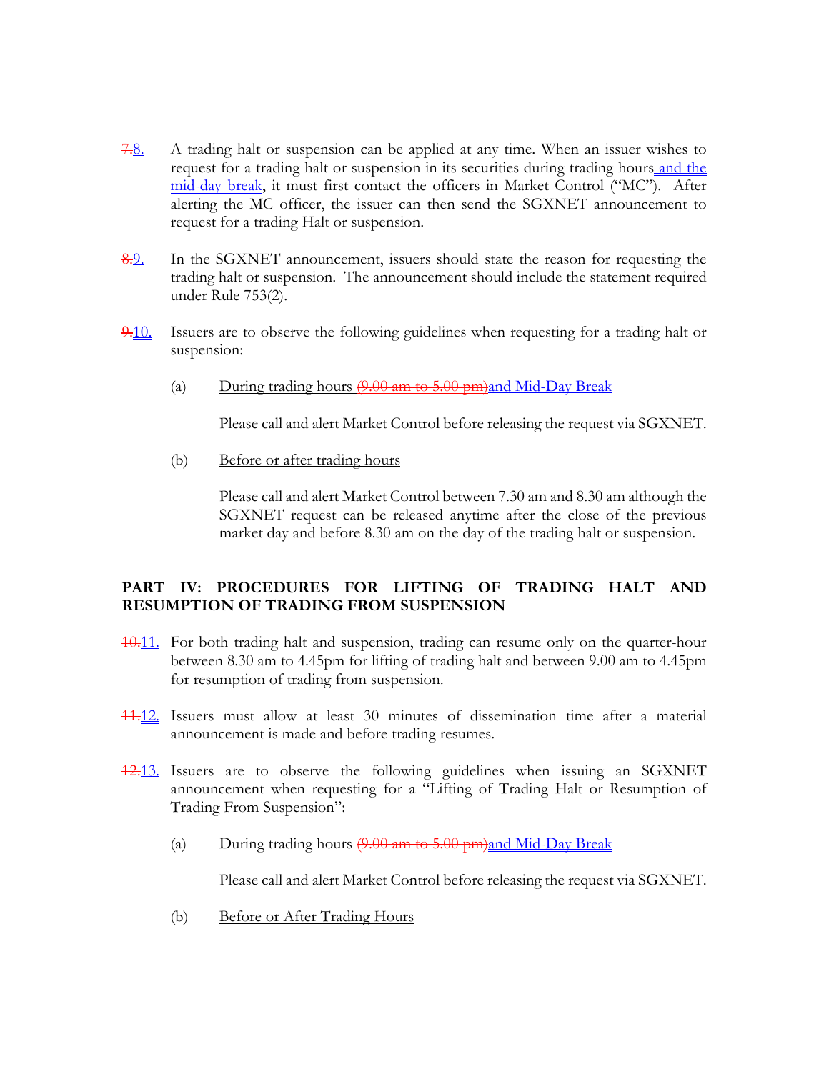~~7.~~8. A trading halt or suspension can be applied at any time. When an issuer wishes to request for a trading halt or suspension in its securities during trading hours and the mid-day break, it must first contact the officers in Market Control ("MC"). After alerting the MC officer, the issuer can then send the SGXNET announcement to request for a trading Halt or suspension.

~~8.~~9. In the SGXNET announcement, issuers should state the reason for requesting the trading halt or suspension. The announcement should include the statement required under Rule 753(2).

~~9.~~10. Issuers are to observe the following guidelines when requesting for a trading halt or suspension:

(a) During trading hours ~~(9.00 am to 5.00 pm)~~and Mid-Day Break

Please call and alert Market Control before releasing the request via SGXNET.

(b) Before or after trading hours

Please call and alert Market Control between 7.30 am and 8.30 am although the SGXNET request can be released anytime after the close of the previous market day and before 8.30 am on the day of the trading halt or suspension.

**PART IV: PROCEDURES FOR LIFTING OF TRADING HALT AND RESUMPTION OF TRADING FROM SUSPENSION**

~~10.~~11. For both trading halt and suspension, trading can resume only on the quarter-hour between 8.30 am to 4.45pm for lifting of trading halt and between 9.00 am to 4.45pm for resumption of trading from suspension.

~~11.~~12. Issuers must allow at least 30 minutes of dissemination time after a material announcement is made and before trading resumes.

~~12.~~13. Issuers are to observe the following guidelines when issuing an SGXNET announcement when requesting for a "Lifting of Trading Halt or Resumption of Trading From Suspension":

(a) During trading hours ~~(9.00 am to 5.00 pm)~~and Mid-Day Break

Please call and alert Market Control before releasing the request via SGXNET.

(b) Before or After Trading Hours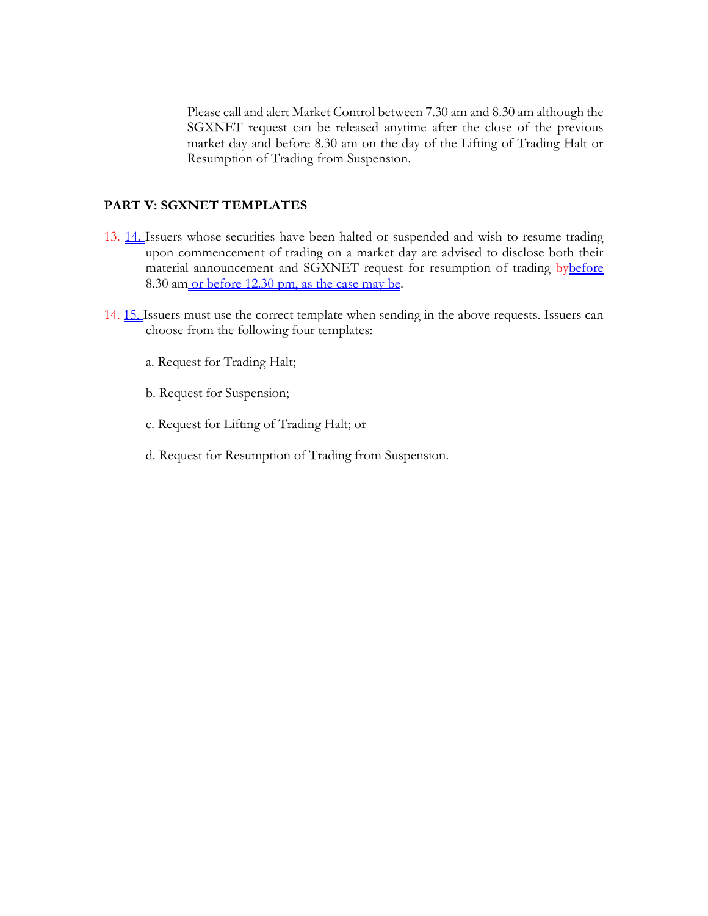Please call and alert Market Control between 7.30 am and 8.30 am although the SGXNET request can be released anytime after the close of the previous market day and before 8.30 am on the day of the Lifting of Trading Halt or Resumption of Trading from Suspension.

**PART V: SGXNET TEMPLATES**

~~13.~~ 14. Issuers whose securities have been halted or suspended and wish to resume trading upon commencement of trading on a market day are advised to disclose both their material announcement and SGXNET request for resumption of trading ~~by~~before 8.30 am or before 12.30 pm, as the case may be.

~~14.~~ 15. Issuers must use the correct template when sending in the above requests. Issuers can choose from the following four templates:

a. Request for Trading Halt;

b. Request for Suspension;

c. Request for Lifting of Trading Halt; or

d. Request for Resumption of Trading from Suspension.